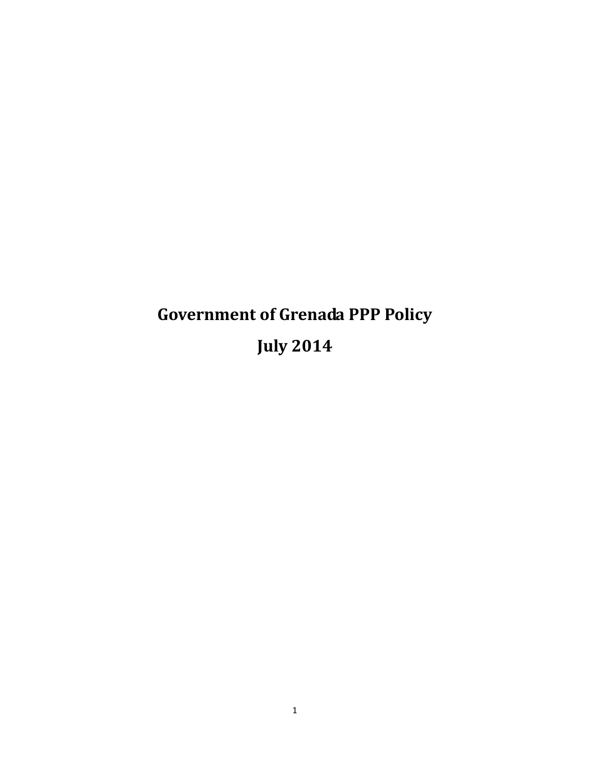# Government of Grenada PPP Policy

# July 2014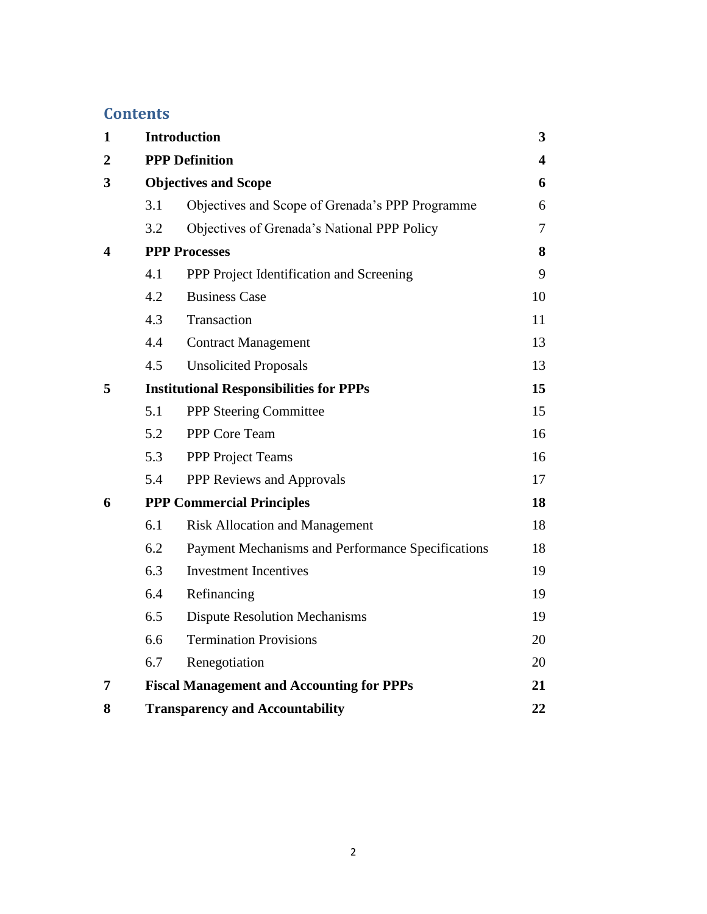# Contents

| | | |
|---|---|---|
| **1** | **Introduction** | **3** |
| **2** | **PPP Definition** | **4** |
| **3** | **Objectives and Scope** | **6** |
| 3.1 | Objectives and Scope of Grenada's PPP Programme | 6 |
| 3.2 | Objectives of Grenada's National PPP Policy | 7 |
| **4** | **PPP Processes** | **8** |
| 4.1 | PPP Project Identification and Screening | 9 |
| 4.2 | Business Case | 10 |
| 4.3 | Transaction | 11 |
| 4.4 | Contract Management | 13 |
| 4.5 | Unsolicited Proposals | 13 |
| **5** | **Institutional Responsibilities for PPPs** | **15** |
| 5.1 | PPP Steering Committee | 15 |
| 5.2 | PPP Core Team | 16 |
| 5.3 | PPP Project Teams | 16 |
| 5.4 | PPP Reviews and Approvals | 17 |
| **6** | **PPP Commercial Principles** | **18** |
| 6.1 | Risk Allocation and Management | 18 |
| 6.2 | Payment Mechanisms and Performance Specifications | 18 |
| 6.3 | Investment Incentives | 19 |
| 6.4 | Refinancing | 19 |
| 6.5 | Dispute Resolution Mechanisms | 19 |
| 6.6 | Termination Provisions | 20 |
| 6.7 | Renegotiation | 20 |
| **7** | **Fiscal Management and Accounting for PPPs** | **21** |
| **8** | **Transparency and Accountability** | **22** |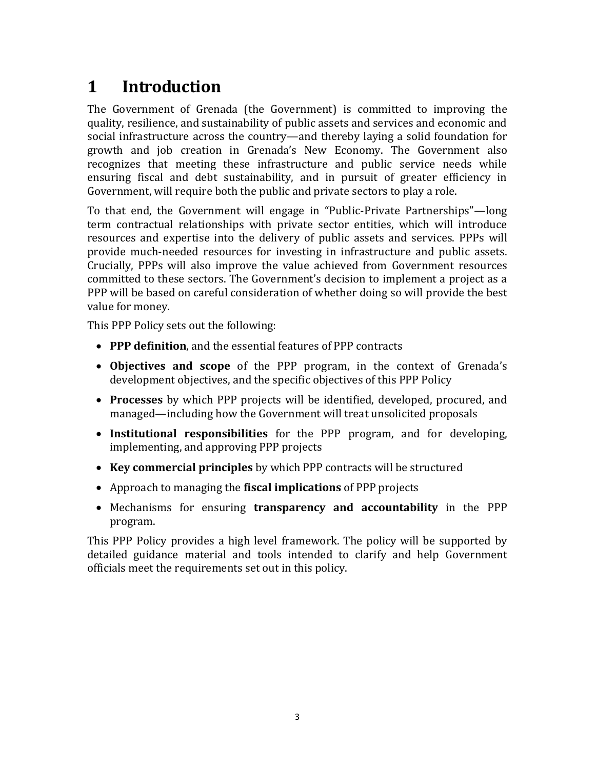# 1 Introduction

The Government of Grenada (the Government) is committed to improving the quality, resilience, and sustainability of public assets and services and economic and social infrastructure across the country—and thereby laying a solid foundation for growth and job creation in Grenada's New Economy. The Government also recognizes that meeting these infrastructure and public service needs while ensuring fiscal and debt sustainability, and in pursuit of greater efficiency in Government, will require both the public and private sectors to play a role.

To that end, the Government will engage in "Public-Private Partnerships"—long term contractual relationships with private sector entities, which will introduce resources and expertise into the delivery of public assets and services. PPPs will provide much-needed resources for investing in infrastructure and public assets. Crucially, PPPs will also improve the value achieved from Government resources committed to these sectors. The Government's decision to implement a project as a PPP will be based on careful consideration of whether doing so will provide the best value for money.

This PPP Policy sets out the following:

- **PPP definition**, and the essential features of PPP contracts
- **Objectives and scope** of the PPP program, in the context of Grenada's development objectives, and the specific objectives of this PPP Policy
- **Processes** by which PPP projects will be identified, developed, procured, and managed—including how the Government will treat unsolicited proposals
- **Institutional responsibilities** for the PPP program, and for developing, implementing, and approving PPP projects
- **Key commercial principles** by which PPP contracts will be structured
- Approach to managing the **fiscal implications** of PPP projects
- Mechanisms for ensuring **transparency and accountability** in the PPP program.

This PPP Policy provides a high level framework. The policy will be supported by detailed guidance material and tools intended to clarify and help Government officials meet the requirements set out in this policy.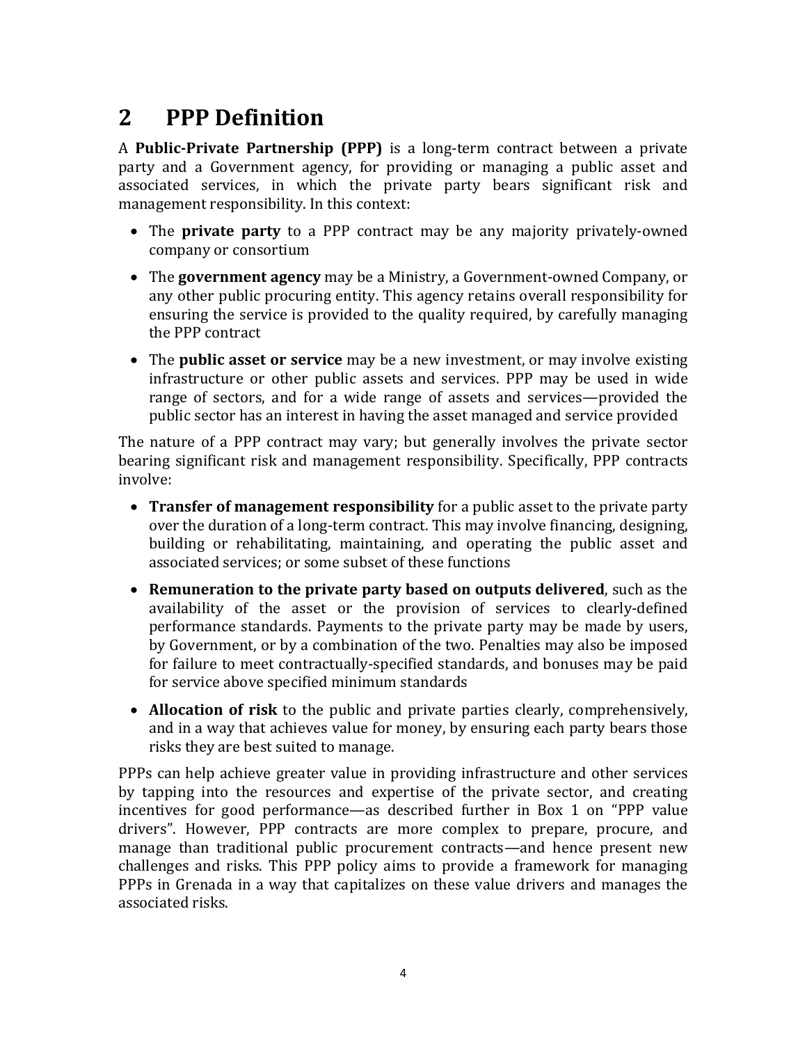# 2 PPP Definition

A **Public-Private Partnership (PPP)** is a long-term contract between a private party and a Government agency, for providing or managing a public asset and associated services, in which the private party bears significant risk and management responsibility. In this context:

- The **private party** to a PPP contract may be any majority privately-owned company or consortium
- The **government agency** may be a Ministry, a Government-owned Company, or any other public procuring entity. This agency retains overall responsibility for ensuring the service is provided to the quality required, by carefully managing the PPP contract
- The **public asset or service** may be a new investment, or may involve existing infrastructure or other public assets and services. PPP may be used in wide range of sectors, and for a wide range of assets and services—provided the public sector has an interest in having the asset managed and service provided

The nature of a PPP contract may vary; but generally involves the private sector bearing significant risk and management responsibility. Specifically, PPP contracts involve:

- **Transfer of management responsibility** for a public asset to the private party over the duration of a long-term contract. This may involve financing, designing, building or rehabilitating, maintaining, and operating the public asset and associated services; or some subset of these functions
- **Remuneration to the private party based on outputs delivered**, such as the availability of the asset or the provision of services to clearly-defined performance standards. Payments to the private party may be made by users, by Government, or by a combination of the two. Penalties may also be imposed for failure to meet contractually-specified standards, and bonuses may be paid for service above specified minimum standards
- **Allocation of risk** to the public and private parties clearly, comprehensively, and in a way that achieves value for money, by ensuring each party bears those risks they are best suited to manage.

PPPs can help achieve greater value in providing infrastructure and other services by tapping into the resources and expertise of the private sector, and creating incentives for good performance—as described further in Box 1 on "PPP value drivers". However, PPP contracts are more complex to prepare, procure, and manage than traditional public procurement contracts—and hence present new challenges and risks. This PPP policy aims to provide a framework for managing PPPs in Grenada in a way that capitalizes on these value drivers and manages the associated risks.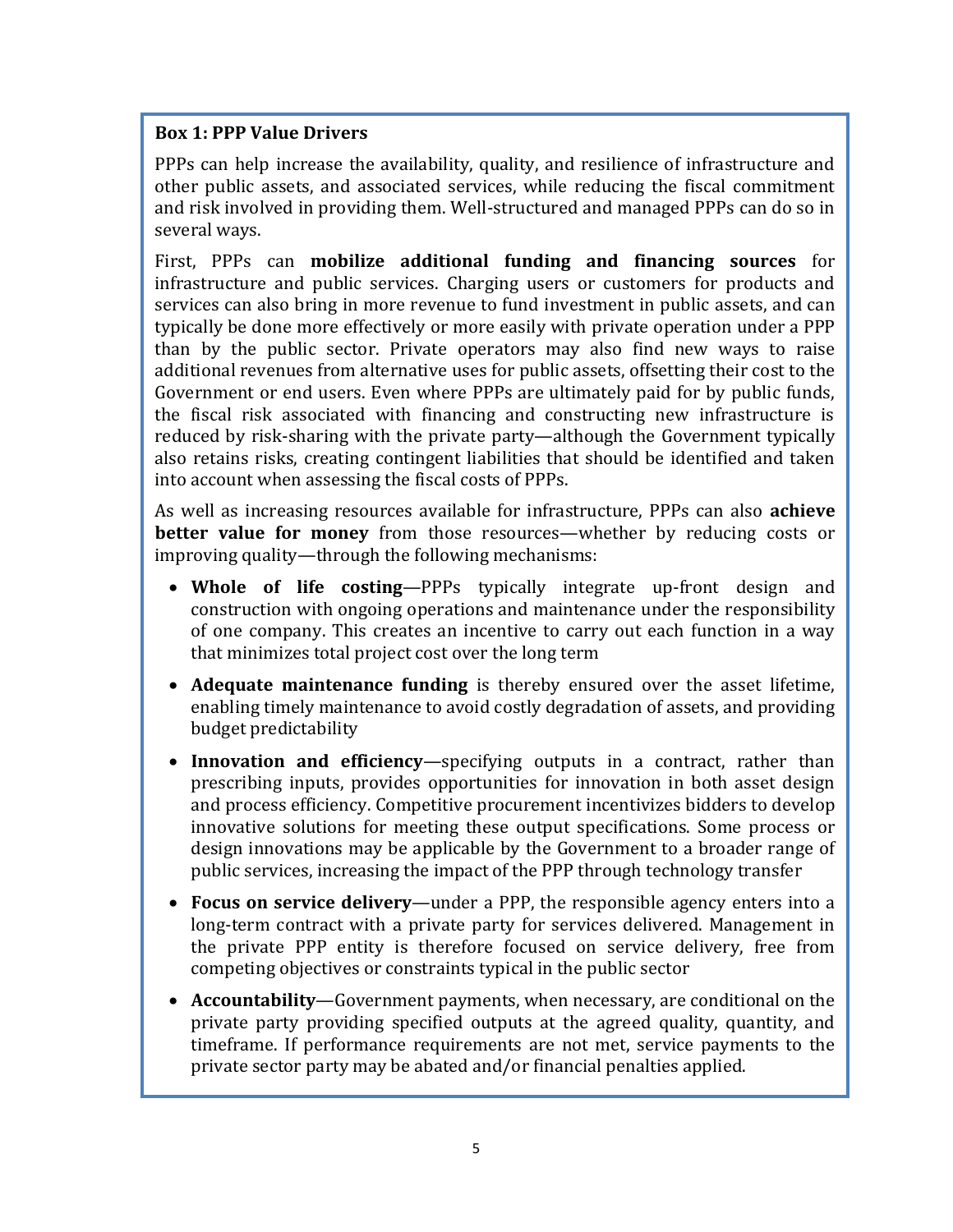**Box 1: PPP Value Drivers**

PPPs can help increase the availability, quality, and resilience of infrastructure and other public assets, and associated services, while reducing the fiscal commitment and risk involved in providing them. Well-structured and managed PPPs can do so in several ways.

First, PPPs can **mobilize additional funding and financing sources** for infrastructure and public services. Charging users or customers for products and services can also bring in more revenue to fund investment in public assets, and can typically be done more effectively or more easily with private operation under a PPP than by the public sector. Private operators may also find new ways to raise additional revenues from alternative uses for public assets, offsetting their cost to the Government or end users. Even where PPPs are ultimately paid for by public funds, the fiscal risk associated with financing and constructing new infrastructure is reduced by risk-sharing with the private party—although the Government typically also retains risks, creating contingent liabilities that should be identified and taken into account when assessing the fiscal costs of PPPs.

As well as increasing resources available for infrastructure, PPPs can also **achieve better value for money** from those resources—whether by reducing costs or improving quality—through the following mechanisms:

- **Whole of life costing**—PPPs typically integrate up-front design and construction with ongoing operations and maintenance under the responsibility of one company. This creates an incentive to carry out each function in a way that minimizes total project cost over the long term
- **Adequate maintenance funding** is thereby ensured over the asset lifetime, enabling timely maintenance to avoid costly degradation of assets, and providing budget predictability
- **Innovation and efficiency**—specifying outputs in a contract, rather than prescribing inputs, provides opportunities for innovation in both asset design and process efficiency. Competitive procurement incentivizes bidders to develop innovative solutions for meeting these output specifications. Some process or design innovations may be applicable by the Government to a broader range of public services, increasing the impact of the PPP through technology transfer
- **Focus on service delivery**—under a PPP, the responsible agency enters into a long-term contract with a private party for services delivered. Management in the private PPP entity is therefore focused on service delivery, free from competing objectives or constraints typical in the public sector
- **Accountability**—Government payments, when necessary, are conditional on the private party providing specified outputs at the agreed quality, quantity, and timeframe. If performance requirements are not met, service payments to the private sector party may be abated and/or financial penalties applied.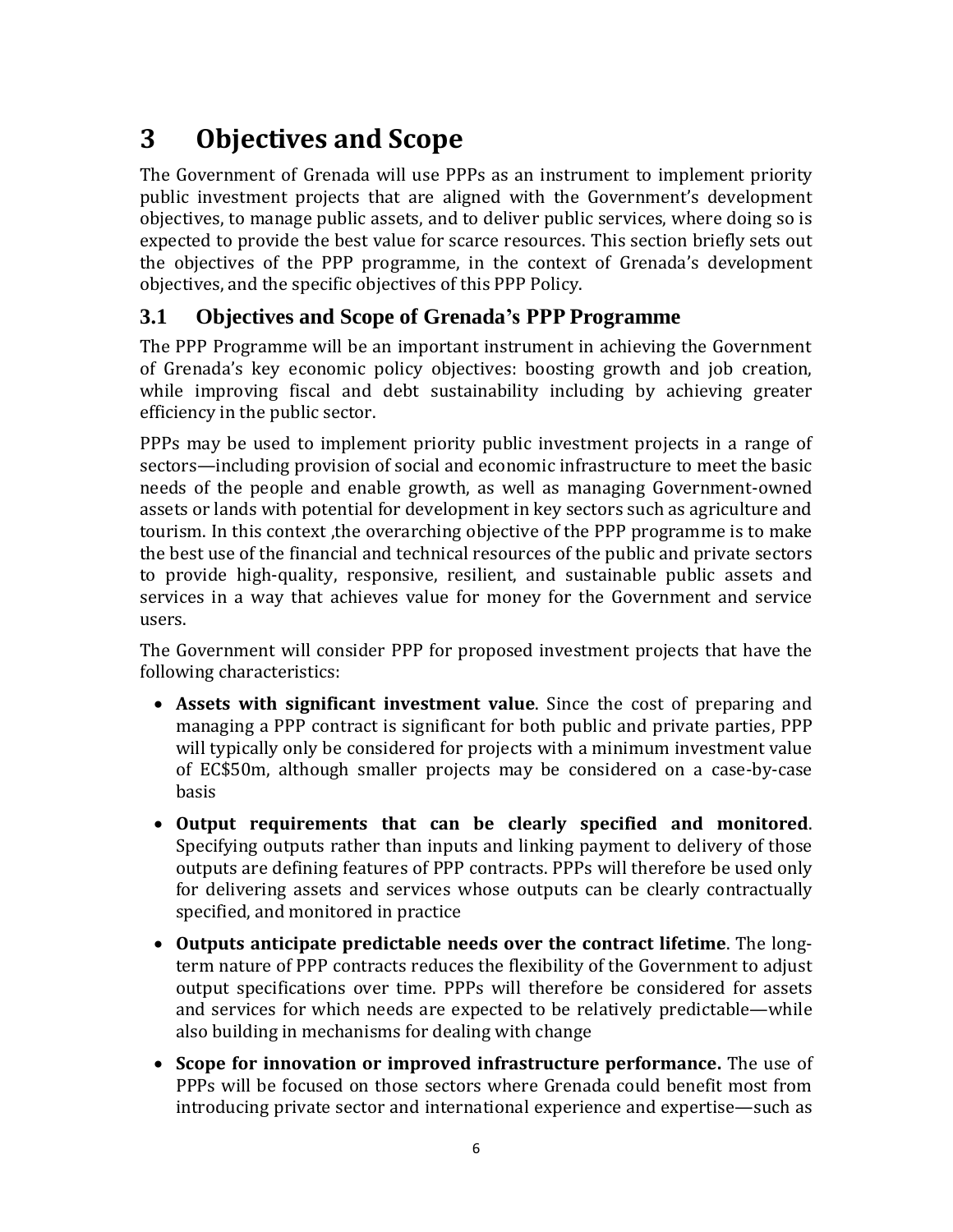# 3 Objectives and Scope

The Government of Grenada will use PPPs as an instrument to implement priority public investment projects that are aligned with the Government's development objectives, to manage public assets, and to deliver public services, where doing so is expected to provide the best value for scarce resources. This section briefly sets out the objectives of the PPP programme, in the context of Grenada's development objectives, and the specific objectives of this PPP Policy.

## 3.1 Objectives and Scope of Grenada's PPP Programme

The PPP Programme will be an important instrument in achieving the Government of Grenada's key economic policy objectives: boosting growth and job creation, while improving fiscal and debt sustainability including by achieving greater efficiency in the public sector.

PPPs may be used to implement priority public investment projects in a range of sectors—including provision of social and economic infrastructure to meet the basic needs of the people and enable growth, as well as managing Government-owned assets or lands with potential for development in key sectors such as agriculture and tourism. In this context ,the overarching objective of the PPP programme is to make the best use of the financial and technical resources of the public and private sectors to provide high-quality, responsive, resilient, and sustainable public assets and services in a way that achieves value for money for the Government and service users.

The Government will consider PPP for proposed investment projects that have the following characteristics:

- **Assets with significant investment value**. Since the cost of preparing and managing a PPP contract is significant for both public and private parties, PPP will typically only be considered for projects with a minimum investment value of EC$50m, although smaller projects may be considered on a case-by-case basis
- **Output requirements that can be clearly specified and monitored**. Specifying outputs rather than inputs and linking payment to delivery of those outputs are defining features of PPP contracts. PPPs will therefore be used only for delivering assets and services whose outputs can be clearly contractually specified, and monitored in practice
- **Outputs anticipate predictable needs over the contract lifetime**. The long-term nature of PPP contracts reduces the flexibility of the Government to adjust output specifications over time. PPPs will therefore be considered for assets and services for which needs are expected to be relatively predictable—while also building in mechanisms for dealing with change
- **Scope for innovation or improved infrastructure performance.** The use of PPPs will be focused on those sectors where Grenada could benefit most from introducing private sector and international experience and expertise—such as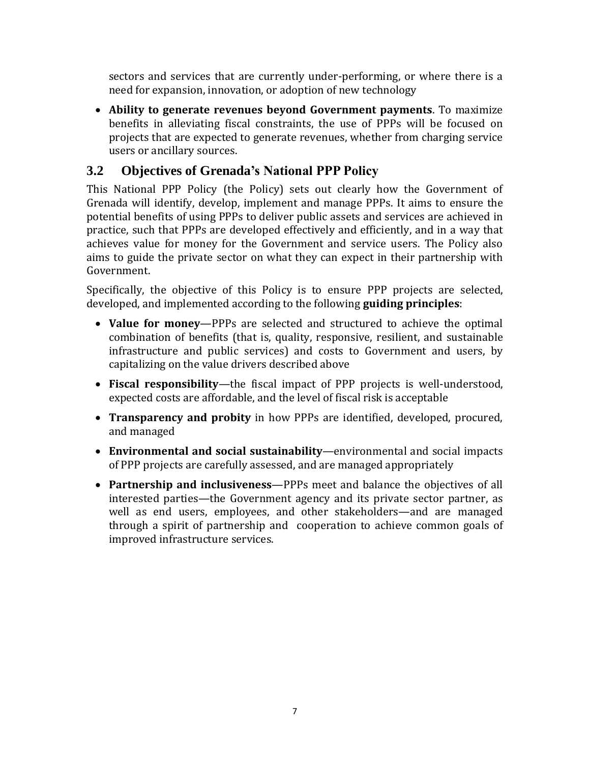sectors and services that are currently under-performing, or where there is a need for expansion, innovation, or adoption of new technology

- **Ability to generate revenues beyond Government payments**. To maximize benefits in alleviating fiscal constraints, the use of PPPs will be focused on projects that are expected to generate revenues, whether from charging service users or ancillary sources.

## 3.2 Objectives of Grenada's National PPP Policy

This National PPP Policy (the Policy) sets out clearly how the Government of Grenada will identify, develop, implement and manage PPPs. It aims to ensure the potential benefits of using PPPs to deliver public assets and services are achieved in practice, such that PPPs are developed effectively and efficiently, and in a way that achieves value for money for the Government and service users. The Policy also aims to guide the private sector on what they can expect in their partnership with Government.

Specifically, the objective of this Policy is to ensure PPP projects are selected, developed, and implemented according to the following **guiding principles**:

- **Value for money**—PPPs are selected and structured to achieve the optimal combination of benefits (that is, quality, responsive, resilient, and sustainable infrastructure and public services) and costs to Government and users, by capitalizing on the value drivers described above
- **Fiscal responsibility**—the fiscal impact of PPP projects is well-understood, expected costs are affordable, and the level of fiscal risk is acceptable
- **Transparency and probity** in how PPPs are identified, developed, procured, and managed
- **Environmental and social sustainability**—environmental and social impacts of PPP projects are carefully assessed, and are managed appropriately
- **Partnership and inclusiveness**—PPPs meet and balance the objectives of all interested parties—the Government agency and its private sector partner, as well as end users, employees, and other stakeholders—and are managed through a spirit of partnership and cooperation to achieve common goals of improved infrastructure services.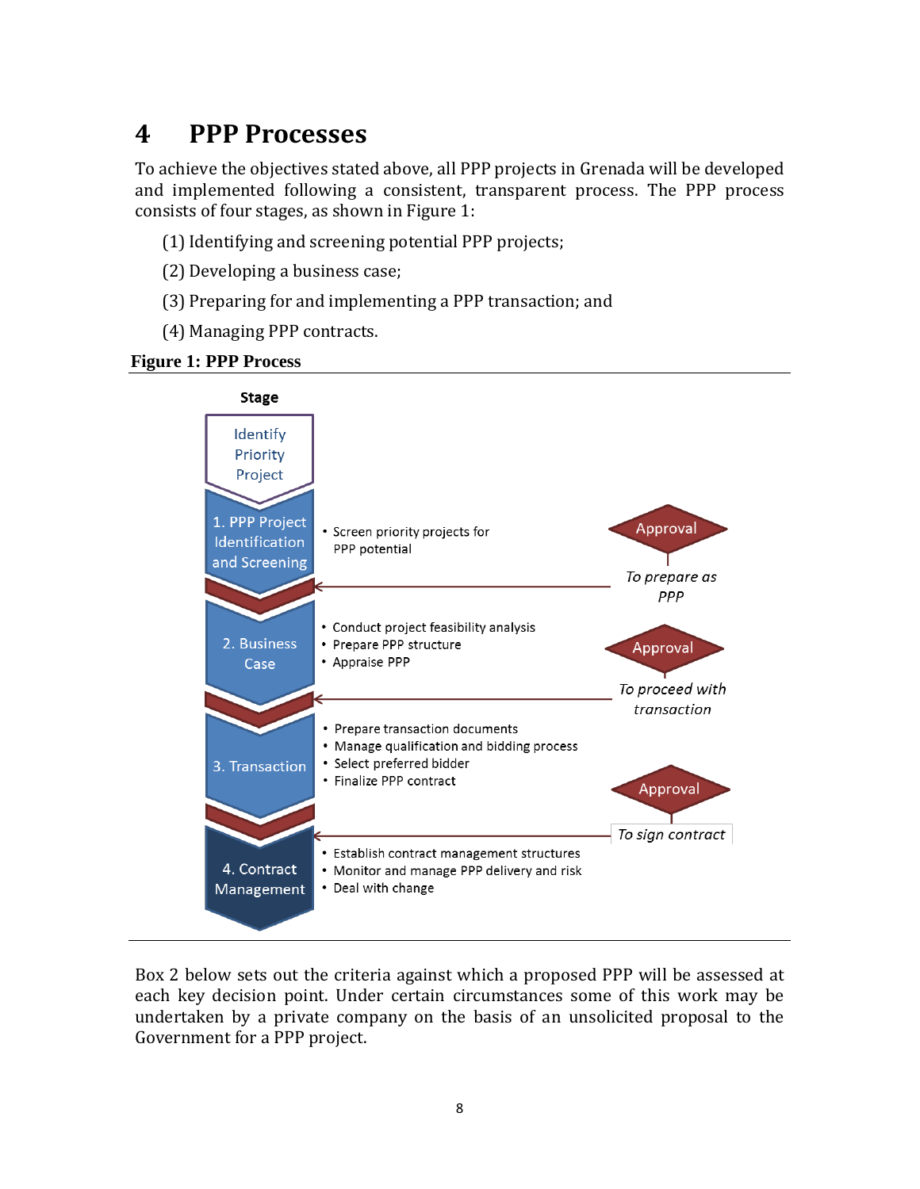# 4 PPP Processes

To achieve the objectives stated above, all PPP projects in Grenada will be developed and implemented following a consistent, transparent process. The PPP process consists of four stages, as shown in Figure 1:

(1) Identifying and screening potential PPP projects;

(2) Developing a business case;

(3) Preparing for and implementing a PPP transaction; and

(4) Managing PPP contracts.

**Figure 1: PPP Process**

| Stage | Activities | Approval |
|---|---|---|
| Identify Priority Project | | |
| 1. PPP Project Identification and Screening | • Screen priority projects for PPP potential | Approval – *To prepare as PPP* |
| 2. Business Case | • Conduct project feasibility analysis<br>• Prepare PPP structure<br>• Appraise PPP | Approval – *To proceed with transaction* |
| 3. Transaction | • Prepare transaction documents<br>• Manage qualification and bidding process<br>• Select preferred bidder<br>• Finalize PPP contract | Approval – *To sign contract* |
| 4. Contract Management | • Establish contract management structures<br>• Monitor and manage PPP delivery and risk<br>• Deal with change | |

Box 2 below sets out the criteria against which a proposed PPP will be assessed at each key decision point. Under certain circumstances some of this work may be undertaken by a private company on the basis of an unsolicited proposal to the Government for a PPP project.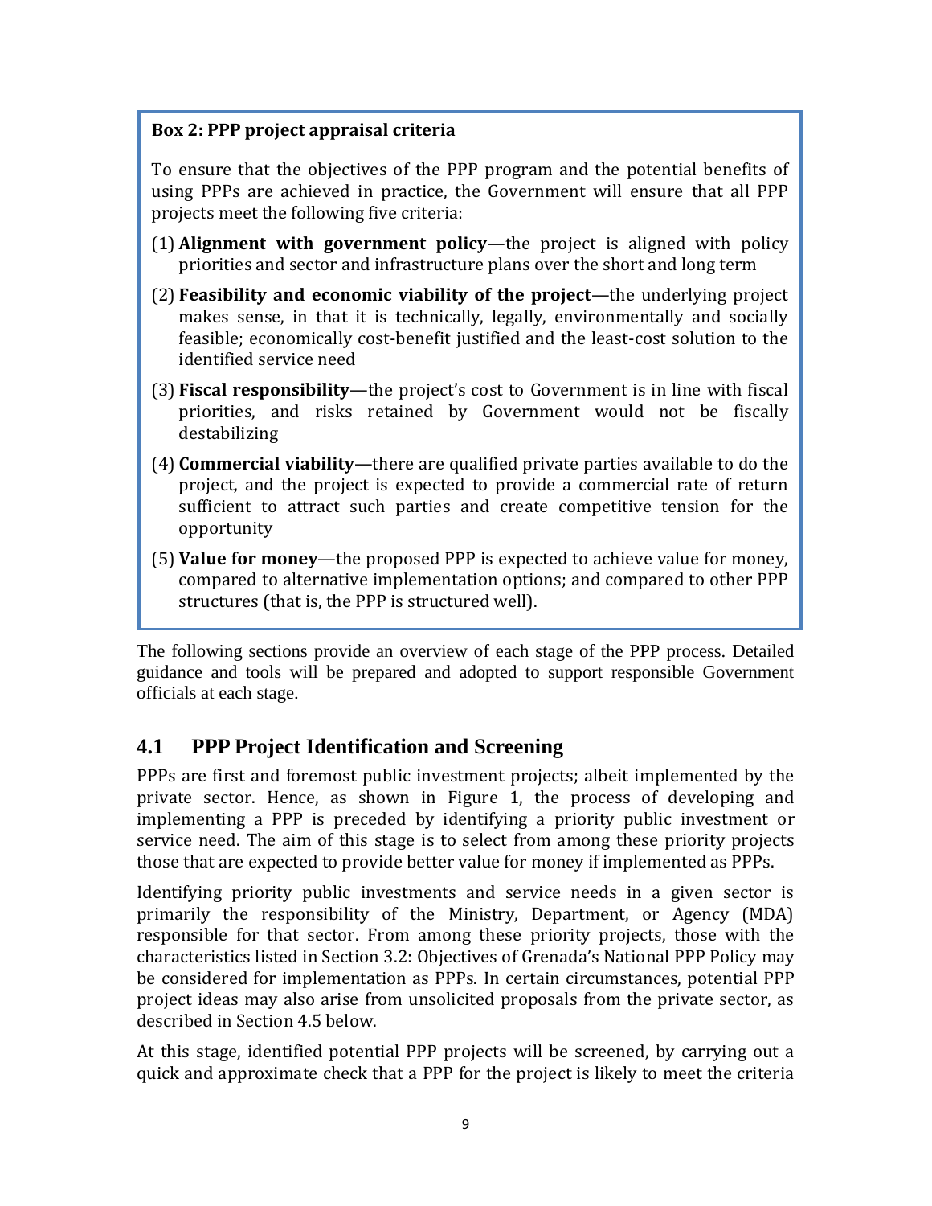**Box 2: PPP project appraisal criteria**

To ensure that the objectives of the PPP program and the potential benefits of using PPPs are achieved in practice, the Government will ensure that all PPP projects meet the following five criteria:

(1) **Alignment with government policy**—the project is aligned with policy priorities and sector and infrastructure plans over the short and long term

(2) **Feasibility and economic viability of the project**—the underlying project makes sense, in that it is technically, legally, environmentally and socially feasible; economically cost-benefit justified and the least-cost solution to the identified service need

(3) **Fiscal responsibility**—the project's cost to Government is in line with fiscal priorities, and risks retained by Government would not be fiscally destabilizing

(4) **Commercial viability**—there are qualified private parties available to do the project, and the project is expected to provide a commercial rate of return sufficient to attract such parties and create competitive tension for the opportunity

(5) **Value for money**—the proposed PPP is expected to achieve value for money, compared to alternative implementation options; and compared to other PPP structures (that is, the PPP is structured well).

The following sections provide an overview of each stage of the PPP process. Detailed guidance and tools will be prepared and adopted to support responsible Government officials at each stage.

## 4.1 PPP Project Identification and Screening

PPPs are first and foremost public investment projects; albeit implemented by the private sector. Hence, as shown in Figure 1, the process of developing and implementing a PPP is preceded by identifying a priority public investment or service need. The aim of this stage is to select from among these priority projects those that are expected to provide better value for money if implemented as PPPs.

Identifying priority public investments and service needs in a given sector is primarily the responsibility of the Ministry, Department, or Agency (MDA) responsible for that sector. From among these priority projects, those with the characteristics listed in Section 3.2: Objectives of Grenada's National PPP Policy may be considered for implementation as PPPs. In certain circumstances, potential PPP project ideas may also arise from unsolicited proposals from the private sector, as described in Section 4.5 below.

At this stage, identified potential PPP projects will be screened, by carrying out a quick and approximate check that a PPP for the project is likely to meet the criteria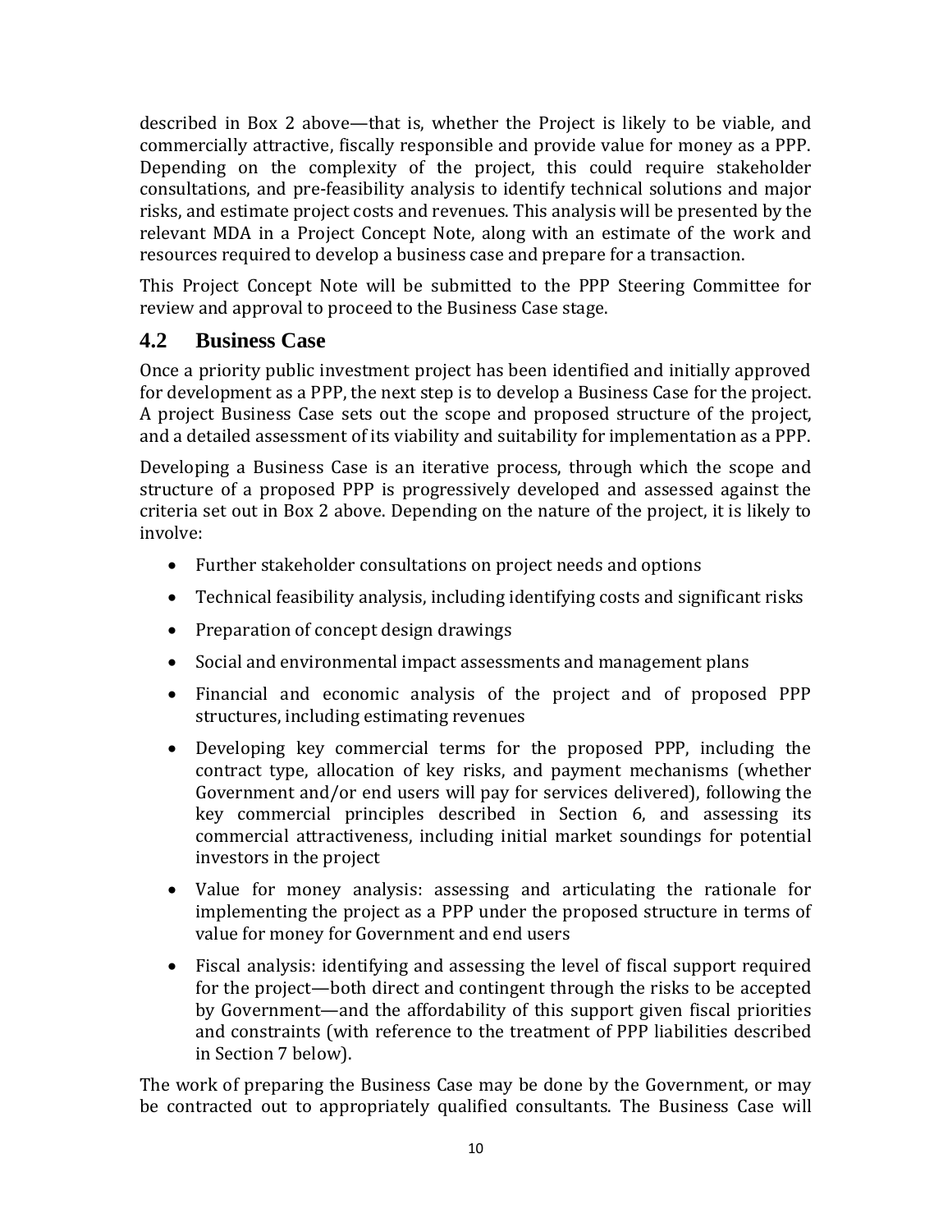described in Box 2 above—that is, whether the Project is likely to be viable, and commercially attractive, fiscally responsible and provide value for money as a PPP. Depending on the complexity of the project, this could require stakeholder consultations, and pre-feasibility analysis to identify technical solutions and major risks, and estimate project costs and revenues. This analysis will be presented by the relevant MDA in a Project Concept Note, along with an estimate of the work and resources required to develop a business case and prepare for a transaction.

This Project Concept Note will be submitted to the PPP Steering Committee for review and approval to proceed to the Business Case stage.

## 4.2 Business Case

Once a priority public investment project has been identified and initially approved for development as a PPP, the next step is to develop a Business Case for the project. A project Business Case sets out the scope and proposed structure of the project, and a detailed assessment of its viability and suitability for implementation as a PPP.

Developing a Business Case is an iterative process, through which the scope and structure of a proposed PPP is progressively developed and assessed against the criteria set out in Box 2 above. Depending on the nature of the project, it is likely to involve:

- Further stakeholder consultations on project needs and options
- Technical feasibility analysis, including identifying costs and significant risks
- Preparation of concept design drawings
- Social and environmental impact assessments and management plans
- Financial and economic analysis of the project and of proposed PPP structures, including estimating revenues
- Developing key commercial terms for the proposed PPP, including the contract type, allocation of key risks, and payment mechanisms (whether Government and/or end users will pay for services delivered), following the key commercial principles described in Section 6, and assessing its commercial attractiveness, including initial market soundings for potential investors in the project
- Value for money analysis: assessing and articulating the rationale for implementing the project as a PPP under the proposed structure in terms of value for money for Government and end users
- Fiscal analysis: identifying and assessing the level of fiscal support required for the project—both direct and contingent through the risks to be accepted by Government—and the affordability of this support given fiscal priorities and constraints (with reference to the treatment of PPP liabilities described in Section 7 below).

The work of preparing the Business Case may be done by the Government, or may be contracted out to appropriately qualified consultants. The Business Case will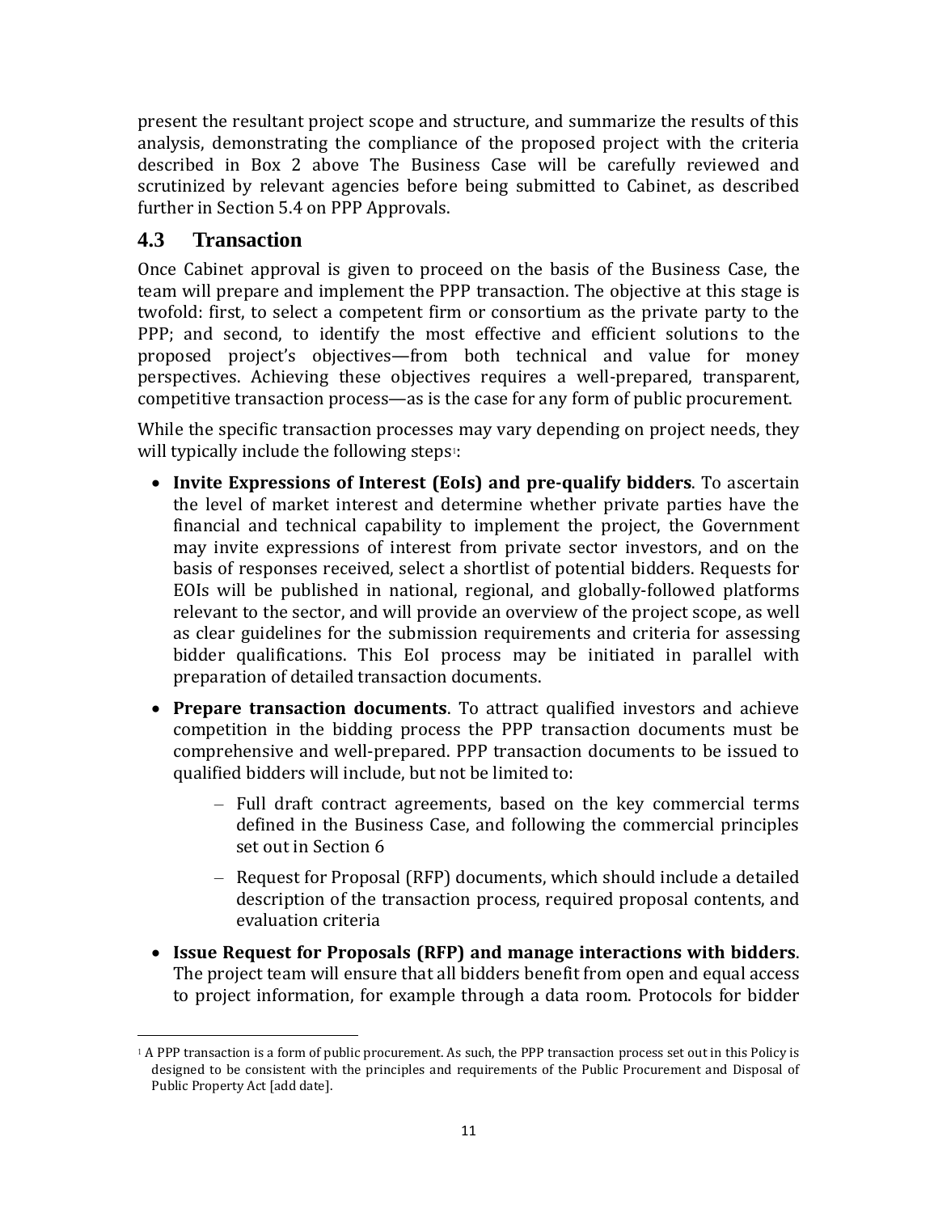present the resultant project scope and structure, and summarize the results of this analysis, demonstrating the compliance of the proposed project with the criteria described in Box 2 above The Business Case will be carefully reviewed and scrutinized by relevant agencies before being submitted to Cabinet, as described further in Section 5.4 on PPP Approvals.

## 4.3 Transaction

Once Cabinet approval is given to proceed on the basis of the Business Case, the team will prepare and implement the PPP transaction. The objective at this stage is twofold: first, to select a competent firm or consortium as the private party to the PPP; and second, to identify the most effective and efficient solutions to the proposed project's objectives—from both technical and value for money perspectives. Achieving these objectives requires a well-prepared, transparent, competitive transaction process—as is the case for any form of public procurement.

While the specific transaction processes may vary depending on project needs, they will typically include the following steps[1]:

- **Invite Expressions of Interest (EoIs) and pre-qualify bidders**. To ascertain the level of market interest and determine whether private parties have the financial and technical capability to implement the project, the Government may invite expressions of interest from private sector investors, and on the basis of responses received, select a shortlist of potential bidders. Requests for EOIs will be published in national, regional, and globally-followed platforms relevant to the sector, and will provide an overview of the project scope, as well as clear guidelines for the submission requirements and criteria for assessing bidder qualifications. This EoI process may be initiated in parallel with preparation of detailed transaction documents.
- **Prepare transaction documents**. To attract qualified investors and achieve competition in the bidding process the PPP transaction documents must be comprehensive and well-prepared. PPP transaction documents to be issued to qualified bidders will include, but not be limited to:
  - Full draft contract agreements, based on the key commercial terms defined in the Business Case, and following the commercial principles set out in Section 6
  - Request for Proposal (RFP) documents, which should include a detailed description of the transaction process, required proposal contents, and evaluation criteria
- **Issue Request for Proposals (RFP) and manage interactions with bidders**. The project team will ensure that all bidders benefit from open and equal access to project information, for example through a data room. Protocols for bidder

[1] A PPP transaction is a form of public procurement. As such, the PPP transaction process set out in this Policy is designed to be consistent with the principles and requirements of the Public Procurement and Disposal of Public Property Act [add date].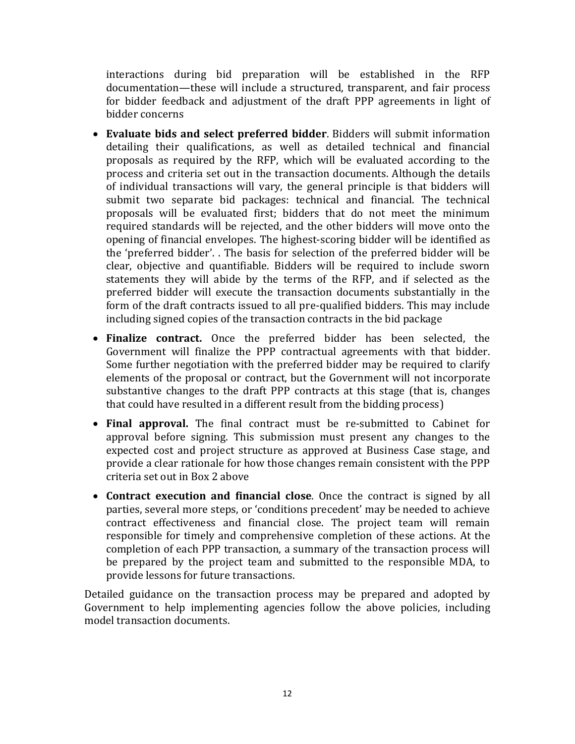interactions during bid preparation will be established in the RFP documentation—these will include a structured, transparent, and fair process for bidder feedback and adjustment of the draft PPP agreements in light of bidder concerns

- **Evaluate bids and select preferred bidder**. Bidders will submit information detailing their qualifications, as well as detailed technical and financial proposals as required by the RFP, which will be evaluated according to the process and criteria set out in the transaction documents. Although the details of individual transactions will vary, the general principle is that bidders will submit two separate bid packages: technical and financial. The technical proposals will be evaluated first; bidders that do not meet the minimum required standards will be rejected, and the other bidders will move onto the opening of financial envelopes. The highest-scoring bidder will be identified as the 'preferred bidder'. . The basis for selection of the preferred bidder will be clear, objective and quantifiable. Bidders will be required to include sworn statements they will abide by the terms of the RFP, and if selected as the preferred bidder will execute the transaction documents substantially in the form of the draft contracts issued to all pre-qualified bidders. This may include including signed copies of the transaction contracts in the bid package
- **Finalize contract.** Once the preferred bidder has been selected, the Government will finalize the PPP contractual agreements with that bidder. Some further negotiation with the preferred bidder may be required to clarify elements of the proposal or contract, but the Government will not incorporate substantive changes to the draft PPP contracts at this stage (that is, changes that could have resulted in a different result from the bidding process)
- **Final approval.** The final contract must be re-submitted to Cabinet for approval before signing. This submission must present any changes to the expected cost and project structure as approved at Business Case stage, and provide a clear rationale for how those changes remain consistent with the PPP criteria set out in Box 2 above
- **Contract execution and financial close**. Once the contract is signed by all parties, several more steps, or 'conditions precedent' may be needed to achieve contract effectiveness and financial close. The project team will remain responsible for timely and comprehensive completion of these actions. At the completion of each PPP transaction, a summary of the transaction process will be prepared by the project team and submitted to the responsible MDA, to provide lessons for future transactions.

Detailed guidance on the transaction process may be prepared and adopted by Government to help implementing agencies follow the above policies, including model transaction documents.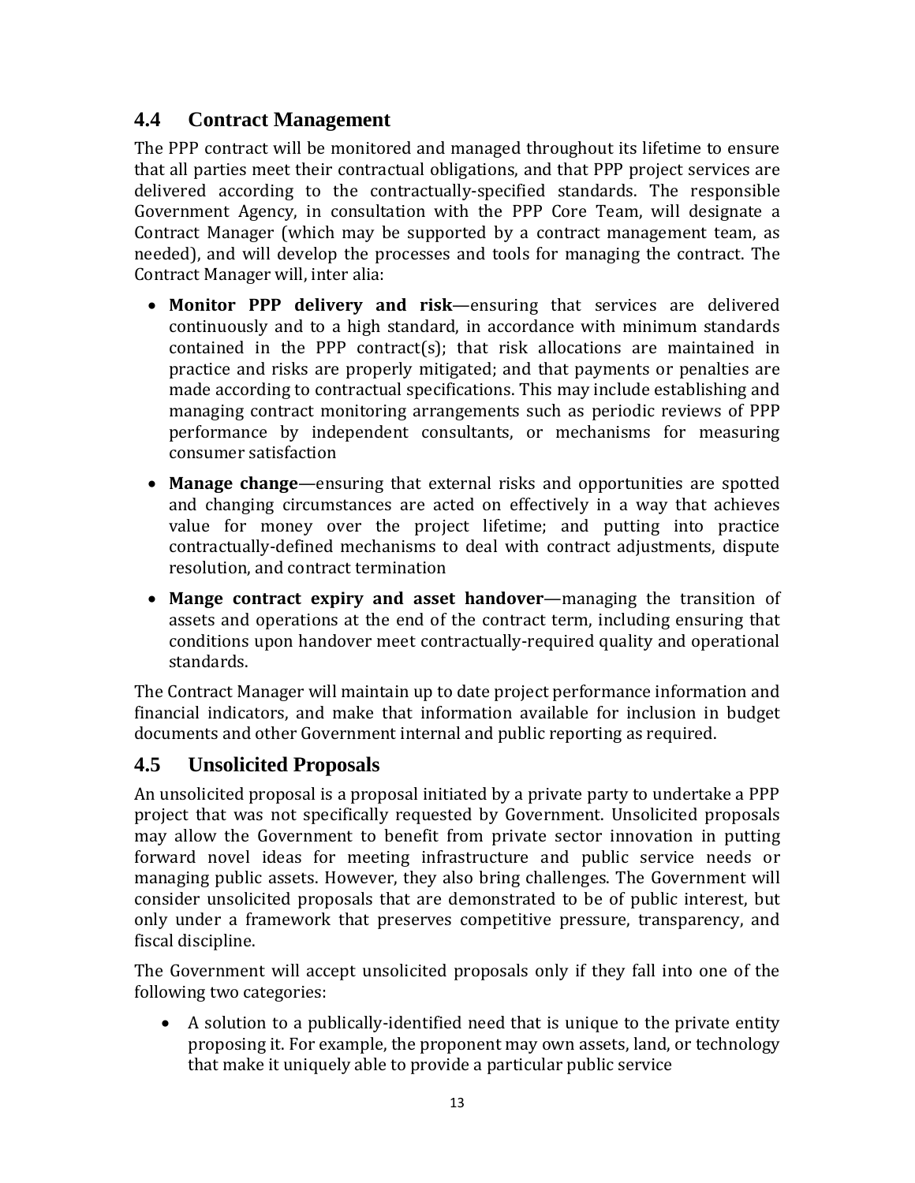## 4.4 Contract Management

The PPP contract will be monitored and managed throughout its lifetime to ensure that all parties meet their contractual obligations, and that PPP project services are delivered according to the contractually-specified standards. The responsible Government Agency, in consultation with the PPP Core Team, will designate a Contract Manager (which may be supported by a contract management team, as needed), and will develop the processes and tools for managing the contract. The Contract Manager will, inter alia:

- **Monitor PPP delivery and risk**—ensuring that services are delivered continuously and to a high standard, in accordance with minimum standards contained in the PPP contract(s); that risk allocations are maintained in practice and risks are properly mitigated; and that payments or penalties are made according to contractual specifications. This may include establishing and managing contract monitoring arrangements such as periodic reviews of PPP performance by independent consultants, or mechanisms for measuring consumer satisfaction
- **Manage change**—ensuring that external risks and opportunities are spotted and changing circumstances are acted on effectively in a way that achieves value for money over the project lifetime; and putting into practice contractually-defined mechanisms to deal with contract adjustments, dispute resolution, and contract termination
- **Mange contract expiry and asset handover**—managing the transition of assets and operations at the end of the contract term, including ensuring that conditions upon handover meet contractually-required quality and operational standards.

The Contract Manager will maintain up to date project performance information and financial indicators, and make that information available for inclusion in budget documents and other Government internal and public reporting as required.

## 4.5 Unsolicited Proposals

An unsolicited proposal is a proposal initiated by a private party to undertake a PPP project that was not specifically requested by Government. Unsolicited proposals may allow the Government to benefit from private sector innovation in putting forward novel ideas for meeting infrastructure and public service needs or managing public assets. However, they also bring challenges. The Government will consider unsolicited proposals that are demonstrated to be of public interest, but only under a framework that preserves competitive pressure, transparency, and fiscal discipline.

The Government will accept unsolicited proposals only if they fall into one of the following two categories:

- A solution to a publically-identified need that is unique to the private entity proposing it. For example, the proponent may own assets, land, or technology that make it uniquely able to provide a particular public service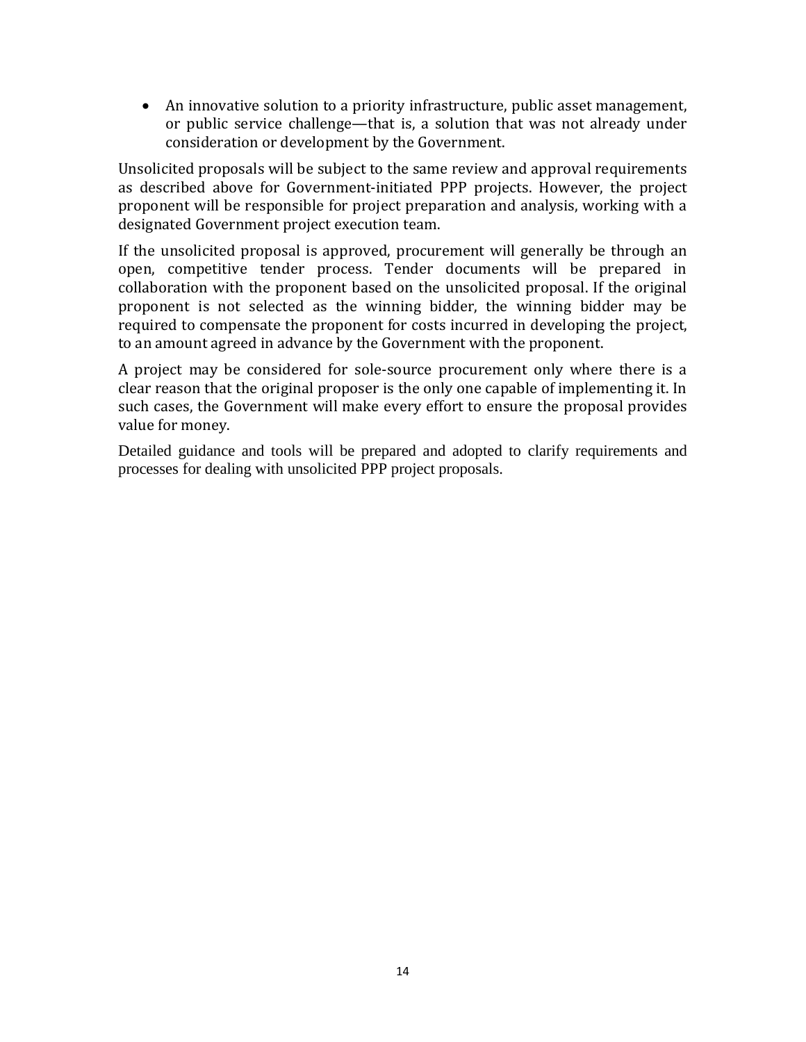- An innovative solution to a priority infrastructure, public asset management, or public service challenge—that is, a solution that was not already under consideration or development by the Government.

Unsolicited proposals will be subject to the same review and approval requirements as described above for Government-initiated PPP projects. However, the project proponent will be responsible for project preparation and analysis, working with a designated Government project execution team.

If the unsolicited proposal is approved, procurement will generally be through an open, competitive tender process. Tender documents will be prepared in collaboration with the proponent based on the unsolicited proposal. If the original proponent is not selected as the winning bidder, the winning bidder may be required to compensate the proponent for costs incurred in developing the project, to an amount agreed in advance by the Government with the proponent.

A project may be considered for sole-source procurement only where there is a clear reason that the original proposer is the only one capable of implementing it. In such cases, the Government will make every effort to ensure the proposal provides value for money.

Detailed guidance and tools will be prepared and adopted to clarify requirements and processes for dealing with unsolicited PPP project proposals.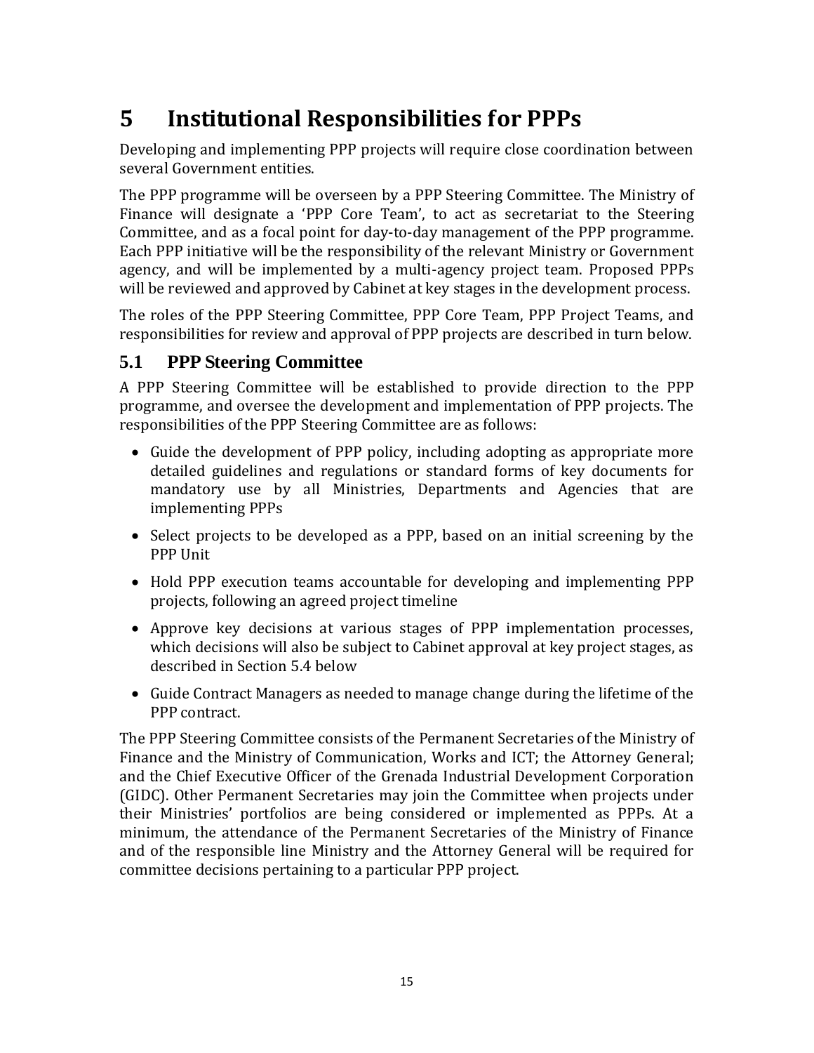# 5 Institutional Responsibilities for PPPs

Developing and implementing PPP projects will require close coordination between several Government entities.

The PPP programme will be overseen by a PPP Steering Committee. The Ministry of Finance will designate a 'PPP Core Team', to act as secretariat to the Steering Committee, and as a focal point for day-to-day management of the PPP programme. Each PPP initiative will be the responsibility of the relevant Ministry or Government agency, and will be implemented by a multi-agency project team. Proposed PPPs will be reviewed and approved by Cabinet at key stages in the development process.

The roles of the PPP Steering Committee, PPP Core Team, PPP Project Teams, and responsibilities for review and approval of PPP projects are described in turn below.

## 5.1 PPP Steering Committee

A PPP Steering Committee will be established to provide direction to the PPP programme, and oversee the development and implementation of PPP projects. The responsibilities of the PPP Steering Committee are as follows:

- Guide the development of PPP policy, including adopting as appropriate more detailed guidelines and regulations or standard forms of key documents for mandatory use by all Ministries, Departments and Agencies that are implementing PPPs
- Select projects to be developed as a PPP, based on an initial screening by the PPP Unit
- Hold PPP execution teams accountable for developing and implementing PPP projects, following an agreed project timeline
- Approve key decisions at various stages of PPP implementation processes, which decisions will also be subject to Cabinet approval at key project stages, as described in Section 5.4 below
- Guide Contract Managers as needed to manage change during the lifetime of the PPP contract.

The PPP Steering Committee consists of the Permanent Secretaries of the Ministry of Finance and the Ministry of Communication, Works and ICT; the Attorney General; and the Chief Executive Officer of the Grenada Industrial Development Corporation (GIDC). Other Permanent Secretaries may join the Committee when projects under their Ministries' portfolios are being considered or implemented as PPPs. At a minimum, the attendance of the Permanent Secretaries of the Ministry of Finance and of the responsible line Ministry and the Attorney General will be required for committee decisions pertaining to a particular PPP project.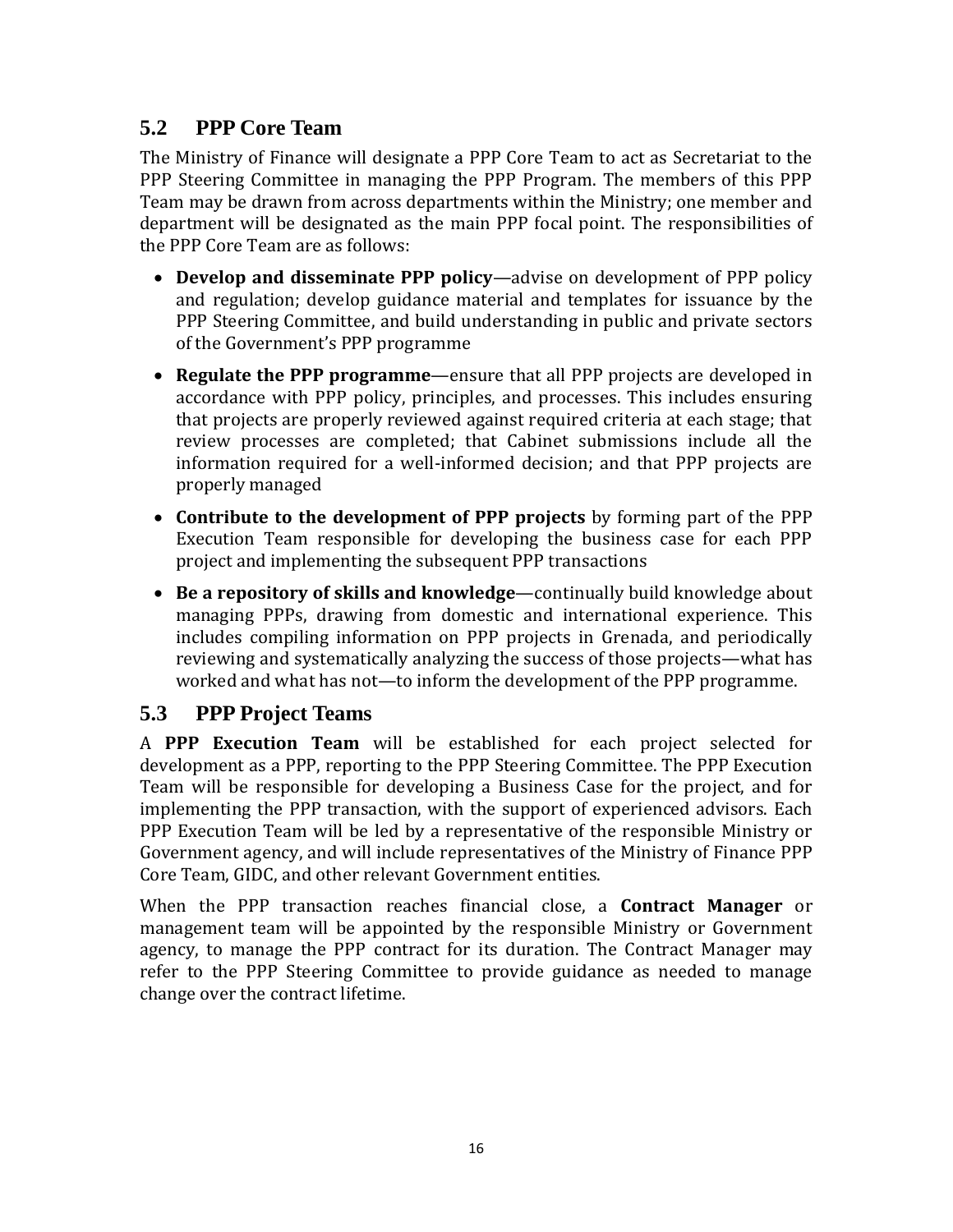## 5.2 PPP Core Team

The Ministry of Finance will designate a PPP Core Team to act as Secretariat to the PPP Steering Committee in managing the PPP Program. The members of this PPP Team may be drawn from across departments within the Ministry; one member and department will be designated as the main PPP focal point. The responsibilities of the PPP Core Team are as follows:

- **Develop and disseminate PPP policy**—advise on development of PPP policy and regulation; develop guidance material and templates for issuance by the PPP Steering Committee, and build understanding in public and private sectors of the Government's PPP programme
- **Regulate the PPP programme**—ensure that all PPP projects are developed in accordance with PPP policy, principles, and processes. This includes ensuring that projects are properly reviewed against required criteria at each stage; that review processes are completed; that Cabinet submissions include all the information required for a well-informed decision; and that PPP projects are properly managed
- **Contribute to the development of PPP projects** by forming part of the PPP Execution Team responsible for developing the business case for each PPP project and implementing the subsequent PPP transactions
- **Be a repository of skills and knowledge**—continually build knowledge about managing PPPs, drawing from domestic and international experience. This includes compiling information on PPP projects in Grenada, and periodically reviewing and systematically analyzing the success of those projects—what has worked and what has not—to inform the development of the PPP programme.

## 5.3 PPP Project Teams

A **PPP Execution Team** will be established for each project selected for development as a PPP, reporting to the PPP Steering Committee. The PPP Execution Team will be responsible for developing a Business Case for the project, and for implementing the PPP transaction, with the support of experienced advisors. Each PPP Execution Team will be led by a representative of the responsible Ministry or Government agency, and will include representatives of the Ministry of Finance PPP Core Team, GIDC, and other relevant Government entities.

When the PPP transaction reaches financial close, a **Contract Manager** or management team will be appointed by the responsible Ministry or Government agency, to manage the PPP contract for its duration. The Contract Manager may refer to the PPP Steering Committee to provide guidance as needed to manage change over the contract lifetime.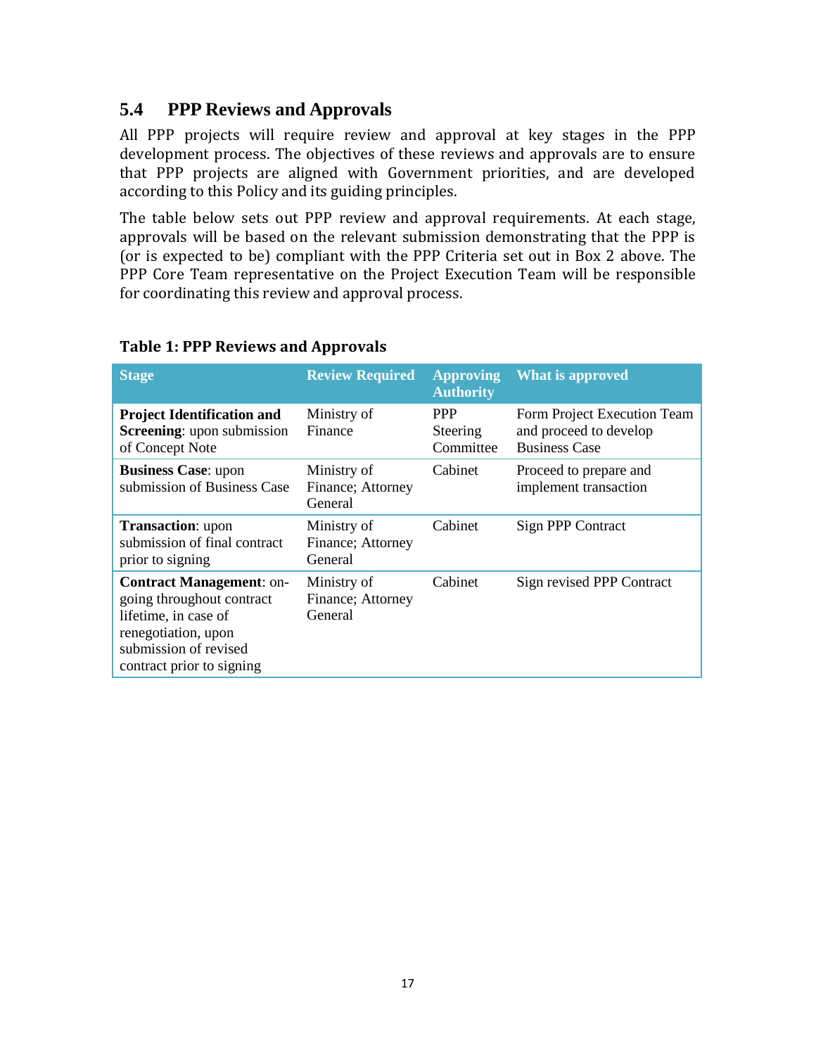## 5.4 PPP Reviews and Approvals

All PPP projects will require review and approval at key stages in the PPP development process. The objectives of these reviews and approvals are to ensure that PPP projects are aligned with Government priorities, and are developed according to this Policy and its guiding principles.

The table below sets out PPP review and approval requirements. At each stage, approvals will be based on the relevant submission demonstrating that the PPP is (or is expected to be) compliant with the PPP Criteria set out in Box 2 above. The PPP Core Team representative on the Project Execution Team will be responsible for coordinating this review and approval process.

**Table 1: PPP Reviews and Approvals**

| Stage | Review Required | Approving Authority | What is approved |
|---|---|---|---|
| **Project Identification and Screening**: upon submission of Concept Note | Ministry of Finance | PPP Steering Committee | Form Project Execution Team and proceed to develop Business Case |
| **Business Case**: upon submission of Business Case | Ministry of Finance; Attorney General | Cabinet | Proceed to prepare and implement transaction |
| **Transaction**: upon submission of final contract prior to signing | Ministry of Finance; Attorney General | Cabinet | Sign PPP Contract |
| **Contract Management**: on-going throughout contract lifetime, in case of renegotiation, upon submission of revised contract prior to signing | Ministry of Finance; Attorney General | Cabinet | Sign revised PPP Contract |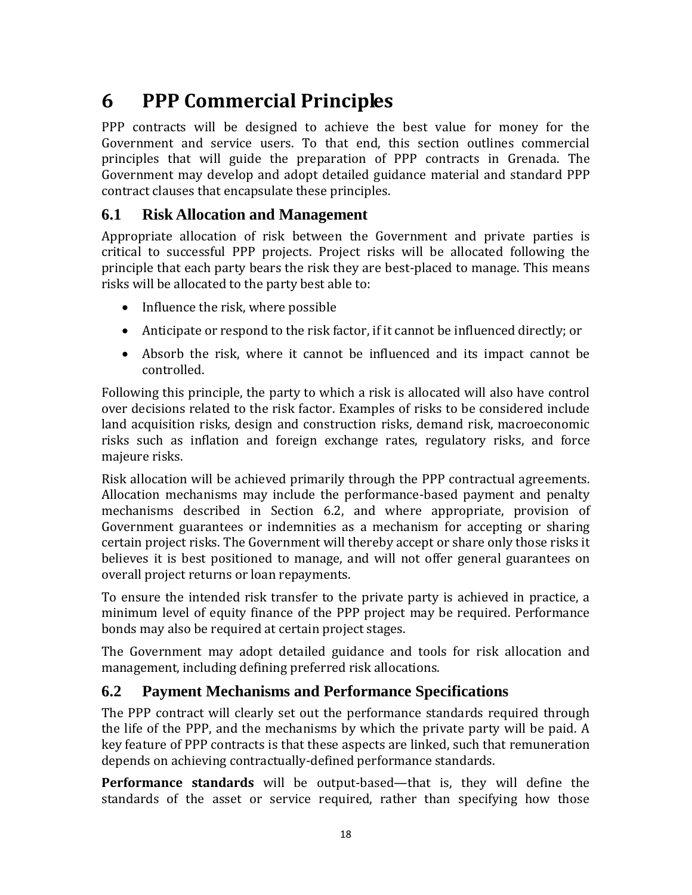# 6 PPP Commercial Principles

PPP contracts will be designed to achieve the best value for money for the Government and service users. To that end, this section outlines commercial principles that will guide the preparation of PPP contracts in Grenada. The Government may develop and adopt detailed guidance material and standard PPP contract clauses that encapsulate these principles.

## 6.1 Risk Allocation and Management

Appropriate allocation of risk between the Government and private parties is critical to successful PPP projects. Project risks will be allocated following the principle that each party bears the risk they are best-placed to manage. This means risks will be allocated to the party best able to:

- Influence the risk, where possible
- Anticipate or respond to the risk factor, if it cannot be influenced directly; or
- Absorb the risk, where it cannot be influenced and its impact cannot be controlled.

Following this principle, the party to which a risk is allocated will also have control over decisions related to the risk factor. Examples of risks to be considered include land acquisition risks, design and construction risks, demand risk, macroeconomic risks such as inflation and foreign exchange rates, regulatory risks, and force majeure risks.

Risk allocation will be achieved primarily through the PPP contractual agreements. Allocation mechanisms may include the performance-based payment and penalty mechanisms described in Section 6.2, and where appropriate, provision of Government guarantees or indemnities as a mechanism for accepting or sharing certain project risks. The Government will thereby accept or share only those risks it believes it is best positioned to manage, and will not offer general guarantees on overall project returns or loan repayments.

To ensure the intended risk transfer to the private party is achieved in practice, a minimum level of equity finance of the PPP project may be required. Performance bonds may also be required at certain project stages.

The Government may adopt detailed guidance and tools for risk allocation and management, including defining preferred risk allocations.

## 6.2 Payment Mechanisms and Performance Specifications

The PPP contract will clearly set out the performance standards required through the life of the PPP, and the mechanisms by which the private party will be paid. A key feature of PPP contracts is that these aspects are linked, such that remuneration depends on achieving contractually-defined performance standards.

**Performance standards** will be output-based—that is, they will define the standards of the asset or service required, rather than specifying how those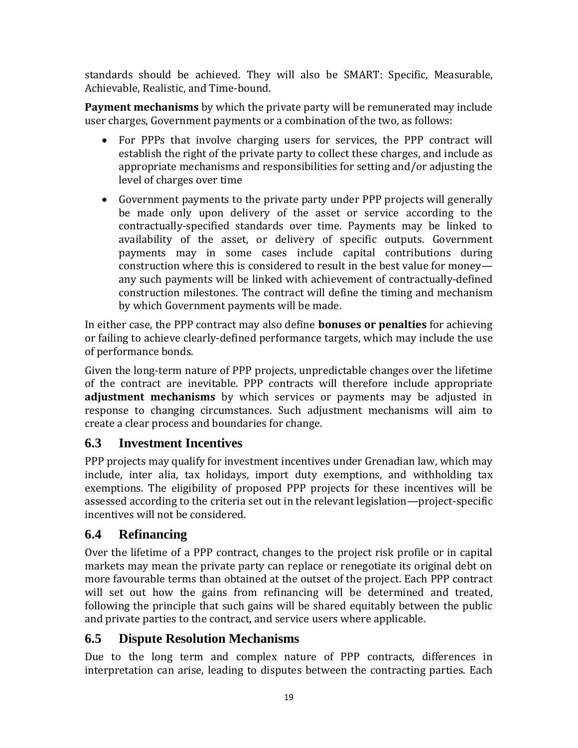standards should be achieved. They will also be SMART: Specific, Measurable, Achievable, Realistic, and Time-bound.

**Payment mechanisms** by which the private party will be remunerated may include user charges, Government payments or a combination of the two, as follows:

- For PPPs that involve charging users for services, the PPP contract will establish the right of the private party to collect these charges, and include as appropriate mechanisms and responsibilities for setting and/or adjusting the level of charges over time
- Government payments to the private party under PPP projects will generally be made only upon delivery of the asset or service according to the contractually-specified standards over time. Payments may be linked to availability of the asset, or delivery of specific outputs. Government payments may in some cases include capital contributions during construction where this is considered to result in the best value for money—any such payments will be linked with achievement of contractually-defined construction milestones. The contract will define the timing and mechanism by which Government payments will be made.

In either case, the PPP contract may also define **bonuses or penalties** for achieving or failing to achieve clearly-defined performance targets, which may include the use of performance bonds.

Given the long-term nature of PPP projects, unpredictable changes over the lifetime of the contract are inevitable. PPP contracts will therefore include appropriate **adjustment mechanisms** by which services or payments may be adjusted in response to changing circumstances. Such adjustment mechanisms will aim to create a clear process and boundaries for change.

## 6.3 Investment Incentives

PPP projects may qualify for investment incentives under Grenadian law, which may include, inter alia, tax holidays, import duty exemptions, and withholding tax exemptions. The eligibility of proposed PPP projects for these incentives will be assessed according to the criteria set out in the relevant legislation—project-specific incentives will not be considered.

## 6.4 Refinancing

Over the lifetime of a PPP contract, changes to the project risk profile or in capital markets may mean the private party can replace or renegotiate its original debt on more favourable terms than obtained at the outset of the project. Each PPP contract will set out how the gains from refinancing will be determined and treated, following the principle that such gains will be shared equitably between the public and private parties to the contract, and service users where applicable.

## 6.5 Dispute Resolution Mechanisms

Due to the long term and complex nature of PPP contracts, differences in interpretation can arise, leading to disputes between the contracting parties. Each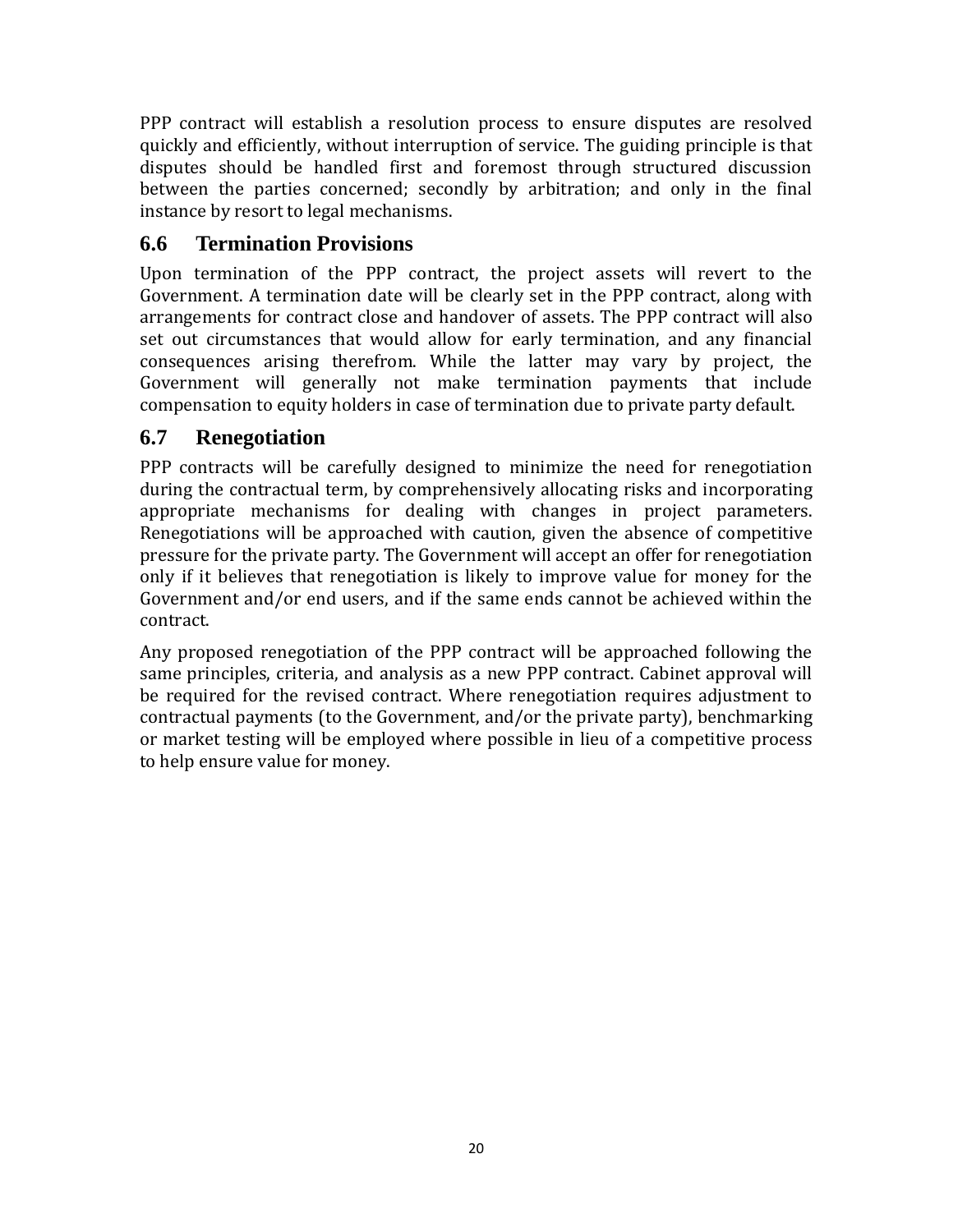PPP contract will establish a resolution process to ensure disputes are resolved quickly and efficiently, without interruption of service. The guiding principle is that disputes should be handled first and foremost through structured discussion between the parties concerned; secondly by arbitration; and only in the final instance by resort to legal mechanisms.

## 6.6 Termination Provisions

Upon termination of the PPP contract, the project assets will revert to the Government. A termination date will be clearly set in the PPP contract, along with arrangements for contract close and handover of assets. The PPP contract will also set out circumstances that would allow for early termination, and any financial consequences arising therefrom. While the latter may vary by project, the Government will generally not make termination payments that include compensation to equity holders in case of termination due to private party default.

## 6.7 Renegotiation

PPP contracts will be carefully designed to minimize the need for renegotiation during the contractual term, by comprehensively allocating risks and incorporating appropriate mechanisms for dealing with changes in project parameters. Renegotiations will be approached with caution, given the absence of competitive pressure for the private party. The Government will accept an offer for renegotiation only if it believes that renegotiation is likely to improve value for money for the Government and/or end users, and if the same ends cannot be achieved within the contract.

Any proposed renegotiation of the PPP contract will be approached following the same principles, criteria, and analysis as a new PPP contract. Cabinet approval will be required for the revised contract. Where renegotiation requires adjustment to contractual payments (to the Government, and/or the private party), benchmarking or market testing will be employed where possible in lieu of a competitive process to help ensure value for money.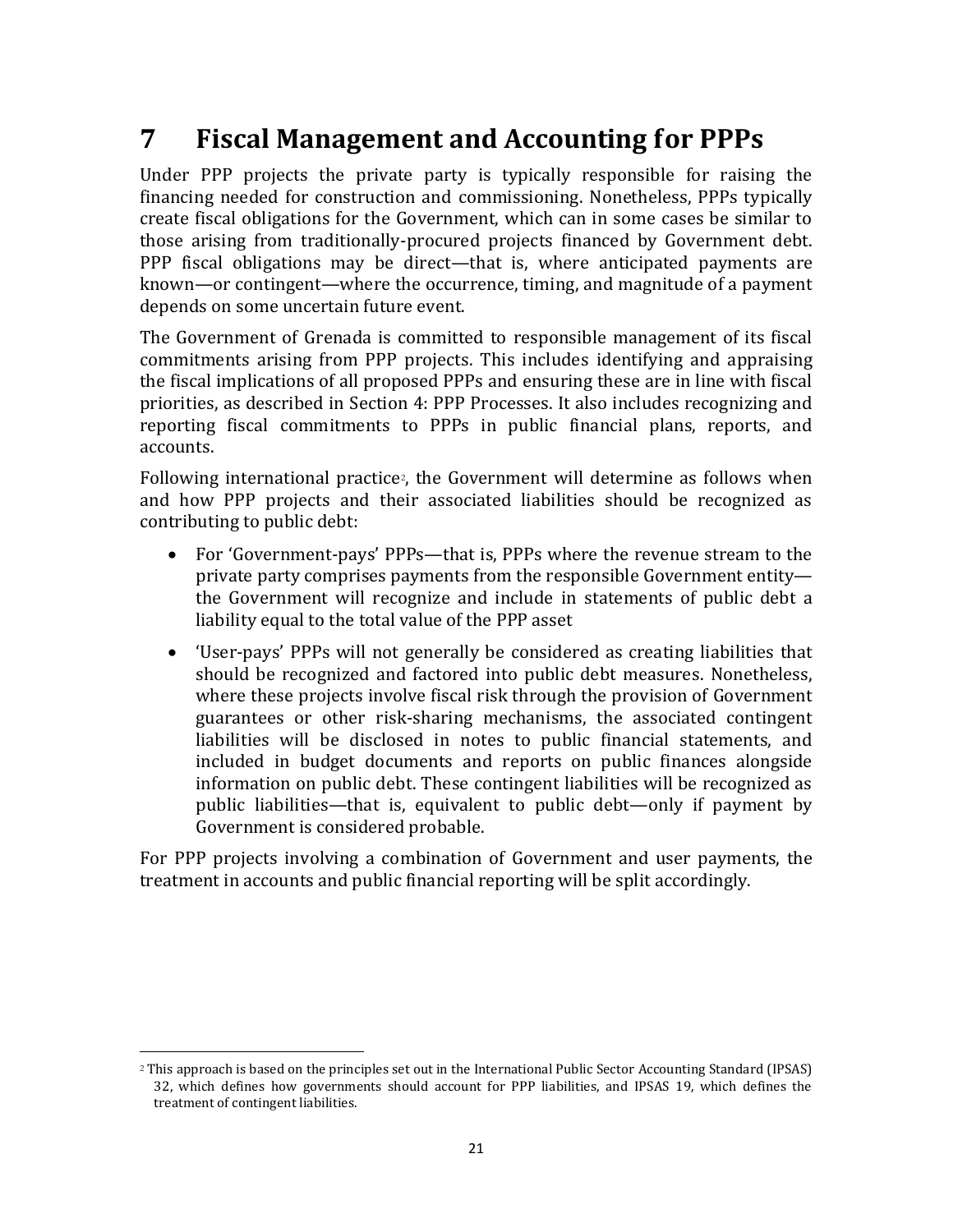# 7 Fiscal Management and Accounting for PPPs

Under PPP projects the private party is typically responsible for raising the financing needed for construction and commissioning. Nonetheless, PPPs typically create fiscal obligations for the Government, which can in some cases be similar to those arising from traditionally-procured projects financed by Government debt. PPP fiscal obligations may be direct—that is, where anticipated payments are known—or contingent—where the occurrence, timing, and magnitude of a payment depends on some uncertain future event.

The Government of Grenada is committed to responsible management of its fiscal commitments arising from PPP projects. This includes identifying and appraising the fiscal implications of all proposed PPPs and ensuring these are in line with fiscal priorities, as described in Section 4: PPP Processes. It also includes recognizing and reporting fiscal commitments to PPPs in public financial plans, reports, and accounts.

Following international practice[2], the Government will determine as follows when and how PPP projects and their associated liabilities should be recognized as contributing to public debt:

- For 'Government-pays' PPPs—that is, PPPs where the revenue stream to the private party comprises payments from the responsible Government entity—the Government will recognize and include in statements of public debt a liability equal to the total value of the PPP asset
- 'User-pays' PPPs will not generally be considered as creating liabilities that should be recognized and factored into public debt measures. Nonetheless, where these projects involve fiscal risk through the provision of Government guarantees or other risk-sharing mechanisms, the associated contingent liabilities will be disclosed in notes to public financial statements, and included in budget documents and reports on public finances alongside information on public debt. These contingent liabilities will be recognized as public liabilities—that is, equivalent to public debt—only if payment by Government is considered probable.

For PPP projects involving a combination of Government and user payments, the treatment in accounts and public financial reporting will be split accordingly.

[2] This approach is based on the principles set out in the International Public Sector Accounting Standard (IPSAS) 32, which defines how governments should account for PPP liabilities, and IPSAS 19, which defines the treatment of contingent liabilities.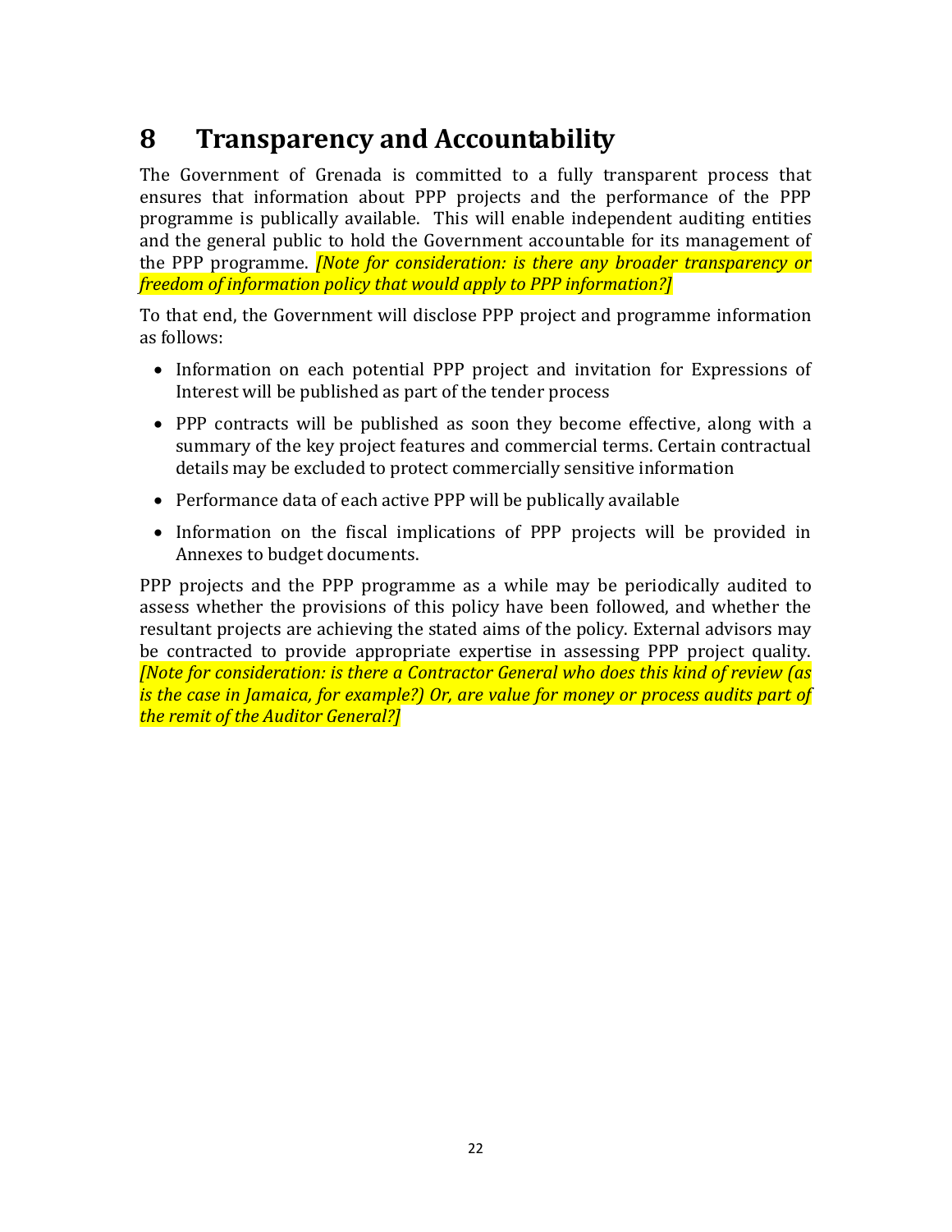# 8 Transparency and Accountability

The Government of Grenada is committed to a fully transparent process that ensures that information about PPP projects and the performance of the PPP programme is publically available. This will enable independent auditing entities and the general public to hold the Government accountable for its management of the PPP programme. *[Note for consideration: is there any broader transparency or freedom of information policy that would apply to PPP information?]*

To that end, the Government will disclose PPP project and programme information as follows:

- Information on each potential PPP project and invitation for Expressions of Interest will be published as part of the tender process
- PPP contracts will be published as soon they become effective, along with a summary of the key project features and commercial terms. Certain contractual details may be excluded to protect commercially sensitive information
- Performance data of each active PPP will be publically available
- Information on the fiscal implications of PPP projects will be provided in Annexes to budget documents.

PPP projects and the PPP programme as a while may be periodically audited to assess whether the provisions of this policy have been followed, and whether the resultant projects are achieving the stated aims of the policy. External advisors may be contracted to provide appropriate expertise in assessing PPP project quality. *[Note for consideration: is there a Contractor General who does this kind of review (as is the case in Jamaica, for example?) Or, are value for money or process audits part of the remit of the Auditor General?]*